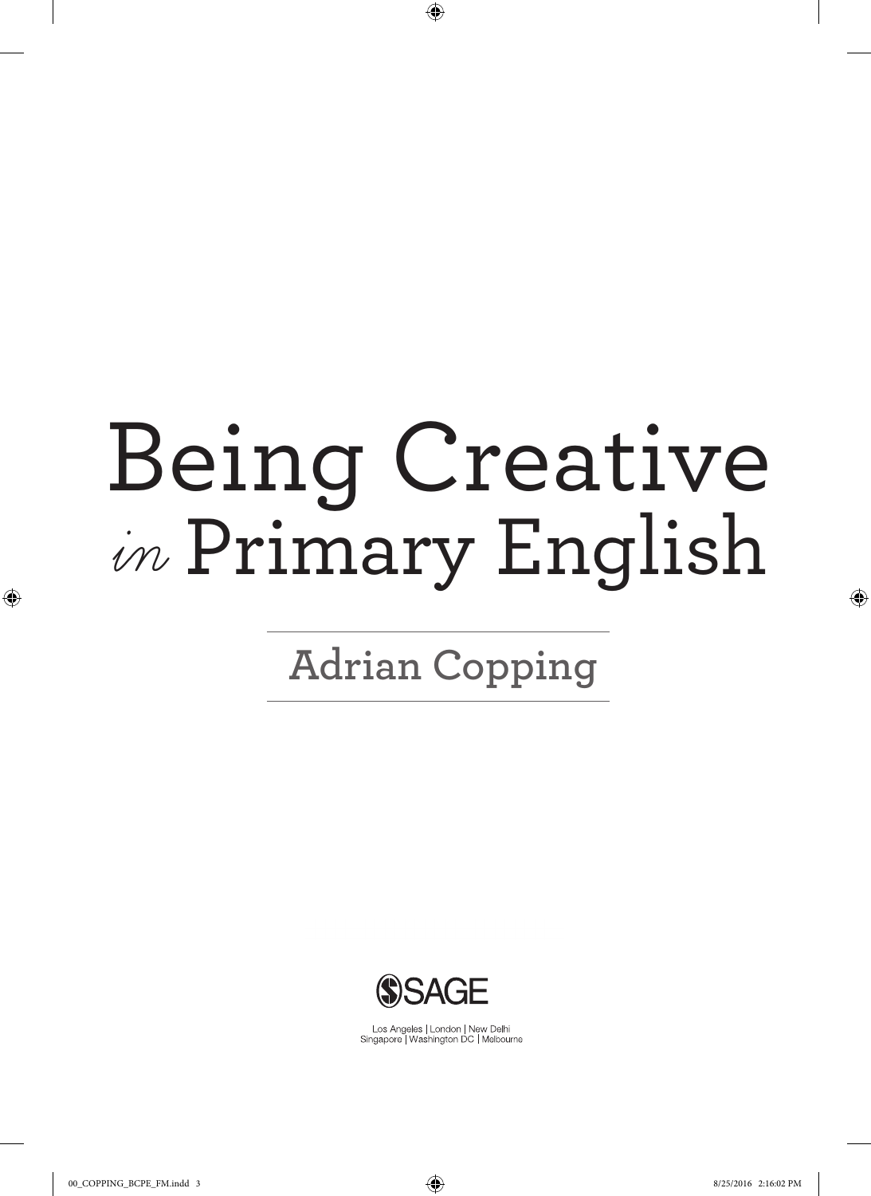# Being Creative *in* Primary English

**Adrian Copping**

SAGE

Los Angeles | London | New Delhi
Singapore | Washington DC | Melbourne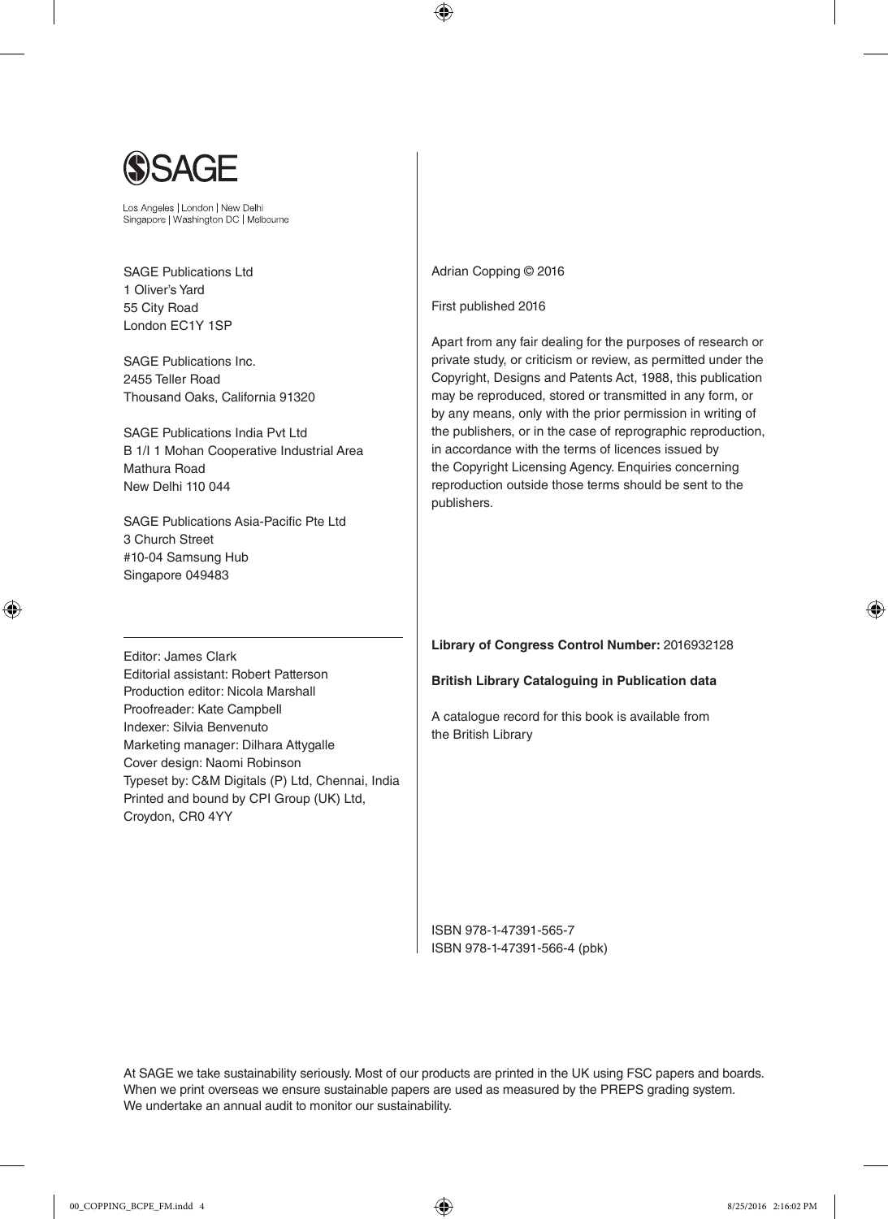SAGE

Los Angeles | London | New Delhi
Singapore | Washington DC | Melbourne

SAGE Publications Ltd
1 Oliver's Yard
55 City Road
London EC1Y 1SP

SAGE Publications Inc.
2455 Teller Road
Thousand Oaks, California 91320

SAGE Publications India Pvt Ltd
B 1/I 1 Mohan Cooperative Industrial Area
Mathura Road
New Delhi 110 044

SAGE Publications Asia-Pacific Pte Ltd
3 Church Street
#10-04 Samsung Hub
Singapore 049483

---

Editor: James Clark
Editorial assistant: Robert Patterson
Production editor: Nicola Marshall
Proofreader: Kate Campbell
Indexer: Silvia Benvenuto
Marketing manager: Dilhara Attygalle
Cover design: Naomi Robinson
Typeset by: C&M Digitals (P) Ltd, Chennai, India
Printed and bound by CPI Group (UK) Ltd,
Croydon, CR0 4YY

Adrian Copping © 2016

First published 2016

Apart from any fair dealing for the purposes of research or private study, or criticism or review, as permitted under the Copyright, Designs and Patents Act, 1988, this publication may be reproduced, stored or transmitted in any form, or by any means, only with the prior permission in writing of the publishers, or in the case of reprographic reproduction, in accordance with the terms of licences issued by the Copyright Licensing Agency. Enquiries concerning reproduction outside those terms should be sent to the publishers.

**Library of Congress Control Number:** 2016932128

**British Library Cataloguing in Publication data**

A catalogue record for this book is available from the British Library

ISBN 978-1-47391-565-7
ISBN 978-1-47391-566-4 (pbk)

At SAGE we take sustainability seriously. Most of our products are printed in the UK using FSC papers and boards. When we print overseas we ensure sustainable papers are used as measured by the PREPS grading system. We undertake an annual audit to monitor our sustainability.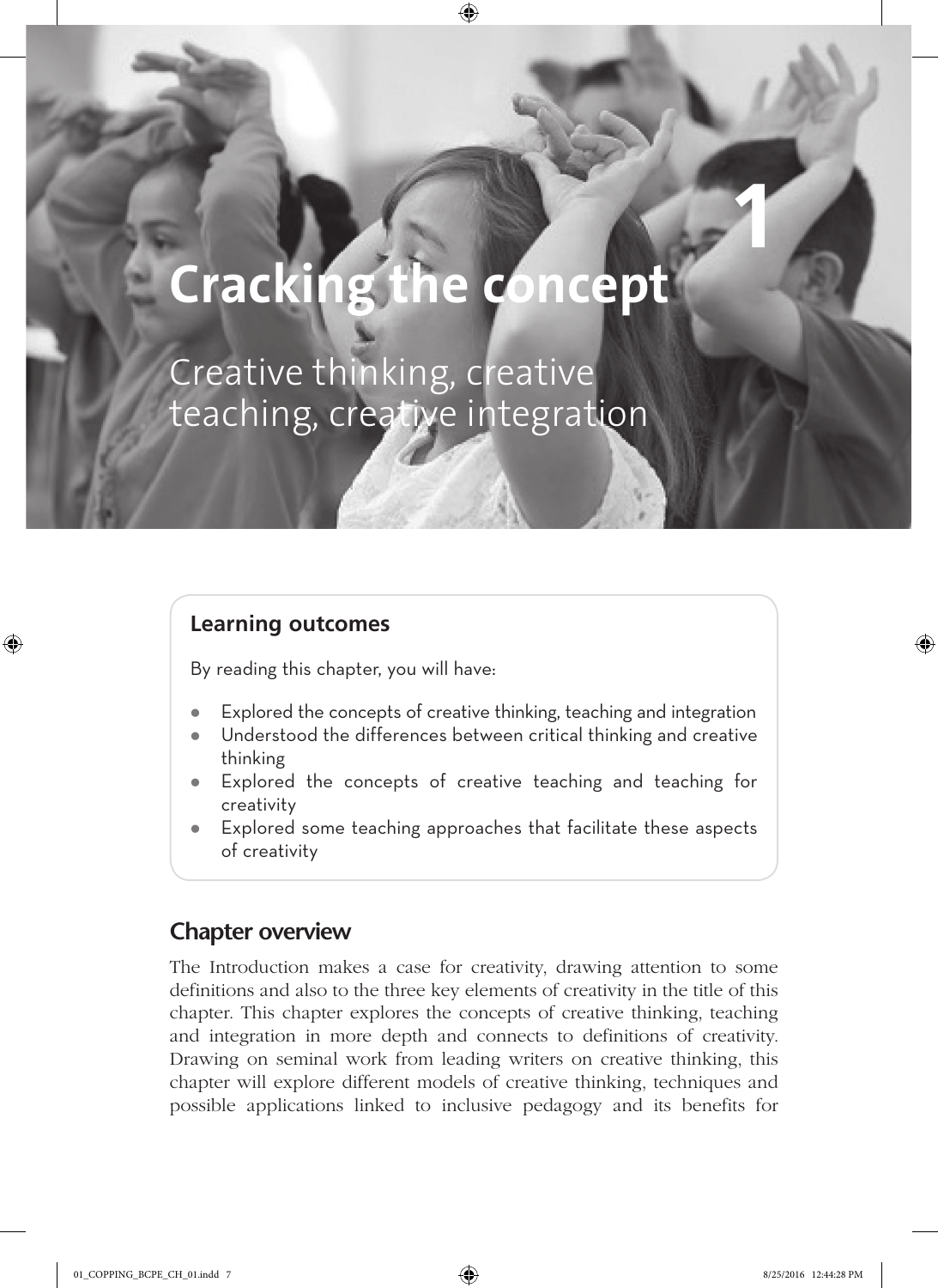# 1

# Cracking the concept

## Creative thinking, creative teaching, creative integration

### Learning outcomes

By reading this chapter, you will have:

- Explored the concepts of creative thinking, teaching and integration
- Understood the differences between critical thinking and creative thinking
- Explored the concepts of creative teaching and teaching for creativity
- Explored some teaching approaches that facilitate these aspects of creativity

## Chapter overview

The Introduction makes a case for creativity, drawing attention to some definitions and also to the three key elements of creativity in the title of this chapter. This chapter explores the concepts of creative thinking, teaching and integration in more depth and connects to definitions of creativity. Drawing on seminal work from leading writers on creative thinking, this chapter will explore different models of creative thinking, techniques and possible applications linked to inclusive pedagogy and its benefits for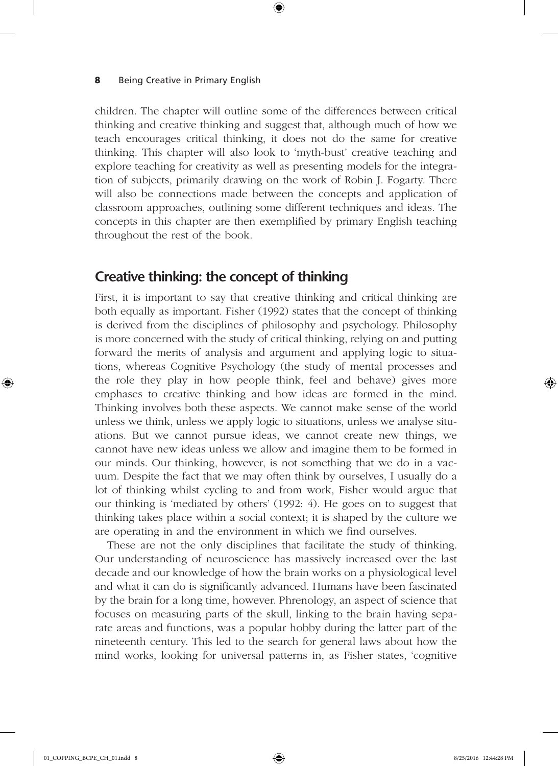children. The chapter will outline some of the differences between critical thinking and creative thinking and suggest that, although much of how we teach encourages critical thinking, it does not do the same for creative thinking. This chapter will also look to 'myth-bust' creative teaching and explore teaching for creativity as well as presenting models for the integration of subjects, primarily drawing on the work of Robin J. Fogarty. There will also be connections made between the concepts and application of classroom approaches, outlining some different techniques and ideas. The concepts in this chapter are then exemplified by primary English teaching throughout the rest of the book.

## Creative thinking: the concept of thinking

First, it is important to say that creative thinking and critical thinking are both equally as important. Fisher (1992) states that the concept of thinking is derived from the disciplines of philosophy and psychology. Philosophy is more concerned with the study of critical thinking, relying on and putting forward the merits of analysis and argument and applying logic to situations, whereas Cognitive Psychology (the study of mental processes and the role they play in how people think, feel and behave) gives more emphases to creative thinking and how ideas are formed in the mind. Thinking involves both these aspects. We cannot make sense of the world unless we think, unless we apply logic to situations, unless we analyse situations. But we cannot pursue ideas, we cannot create new things, we cannot have new ideas unless we allow and imagine them to be formed in our minds. Our thinking, however, is not something that we do in a vacuum. Despite the fact that we may often think by ourselves, I usually do a lot of thinking whilst cycling to and from work, Fisher would argue that our thinking is 'mediated by others' (1992: 4). He goes on to suggest that thinking takes place within a social context; it is shaped by the culture we are operating in and the environment in which we find ourselves.

These are not the only disciplines that facilitate the study of thinking. Our understanding of neuroscience has massively increased over the last decade and our knowledge of how the brain works on a physiological level and what it can do is significantly advanced. Humans have been fascinated by the brain for a long time, however. Phrenology, an aspect of science that focuses on measuring parts of the skull, linking to the brain having separate areas and functions, was a popular hobby during the latter part of the nineteenth century. This led to the search for general laws about how the mind works, looking for universal patterns in, as Fisher states, 'cognitive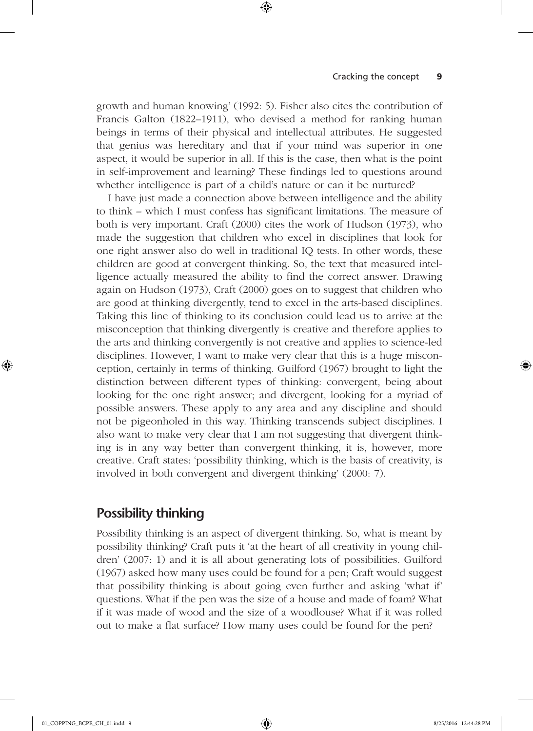growth and human knowing' (1992: 5). Fisher also cites the contribution of Francis Galton (1822–1911), who devised a method for ranking human beings in terms of their physical and intellectual attributes. He suggested that genius was hereditary and that if your mind was superior in one aspect, it would be superior in all. If this is the case, then what is the point in self-improvement and learning? These findings led to questions around whether intelligence is part of a child's nature or can it be nurtured?

I have just made a connection above between intelligence and the ability to think – which I must confess has significant limitations. The measure of both is very important. Craft (2000) cites the work of Hudson (1973), who made the suggestion that children who excel in disciplines that look for one right answer also do well in traditional IQ tests. In other words, these children are good at convergent thinking. So, the text that measured intelligence actually measured the ability to find the correct answer. Drawing again on Hudson (1973), Craft (2000) goes on to suggest that children who are good at thinking divergently, tend to excel in the arts-based disciplines. Taking this line of thinking to its conclusion could lead us to arrive at the misconception that thinking divergently is creative and therefore applies to the arts and thinking convergently is not creative and applies to science-led disciplines. However, I want to make very clear that this is a huge misconception, certainly in terms of thinking. Guilford (1967) brought to light the distinction between different types of thinking: convergent, being about looking for the one right answer; and divergent, looking for a myriad of possible answers. These apply to any area and any discipline and should not be pigeonholed in this way. Thinking transcends subject disciplines. I also want to make very clear that I am not suggesting that divergent thinking is in any way better than convergent thinking, it is, however, more creative. Craft states: 'possibility thinking, which is the basis of creativity, is involved in both convergent and divergent thinking' (2000: 7).

## Possibility thinking

Possibility thinking is an aspect of divergent thinking. So, what is meant by possibility thinking? Craft puts it 'at the heart of all creativity in young children' (2007: 1) and it is all about generating lots of possibilities. Guilford (1967) asked how many uses could be found for a pen; Craft would suggest that possibility thinking is about going even further and asking 'what if' questions. What if the pen was the size of a house and made of foam? What if it was made of wood and the size of a woodlouse? What if it was rolled out to make a flat surface? How many uses could be found for the pen?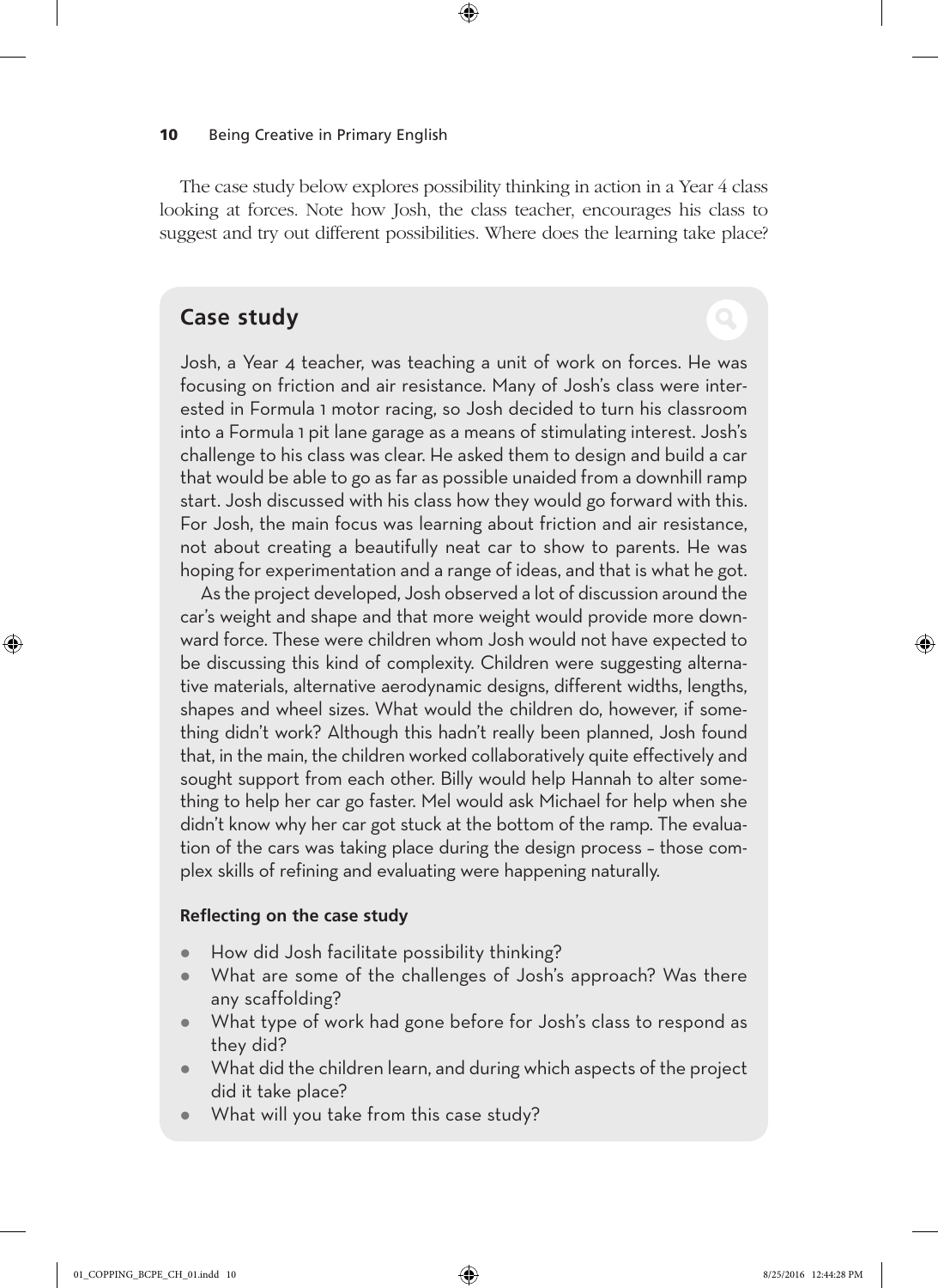The case study below explores possibility thinking in action in a Year 4 class looking at forces. Note how Josh, the class teacher, encourages his class to suggest and try out different possibilities. Where does the learning take place?

## Case study

Josh, a Year 4 teacher, was teaching a unit of work on forces. He was focusing on friction and air resistance. Many of Josh's class were interested in Formula 1 motor racing, so Josh decided to turn his classroom into a Formula 1 pit lane garage as a means of stimulating interest. Josh's challenge to his class was clear. He asked them to design and build a car that would be able to go as far as possible unaided from a downhill ramp start. Josh discussed with his class how they would go forward with this. For Josh, the main focus was learning about friction and air resistance, not about creating a beautifully neat car to show to parents. He was hoping for experimentation and a range of ideas, and that is what he got.

As the project developed, Josh observed a lot of discussion around the car's weight and shape and that more weight would provide more downward force. These were children whom Josh would not have expected to be discussing this kind of complexity. Children were suggesting alternative materials, alternative aerodynamic designs, different widths, lengths, shapes and wheel sizes. What would the children do, however, if something didn't work? Although this hadn't really been planned, Josh found that, in the main, the children worked collaboratively quite effectively and sought support from each other. Billy would help Hannah to alter something to help her car go faster. Mel would ask Michael for help when she didn't know why her car got stuck at the bottom of the ramp. The evaluation of the cars was taking place during the design process – those complex skills of refining and evaluating were happening naturally.

**Reflecting on the case study**

- How did Josh facilitate possibility thinking?
- What are some of the challenges of Josh's approach? Was there any scaffolding?
- What type of work had gone before for Josh's class to respond as they did?
- What did the children learn, and during which aspects of the project did it take place?
- What will you take from this case study?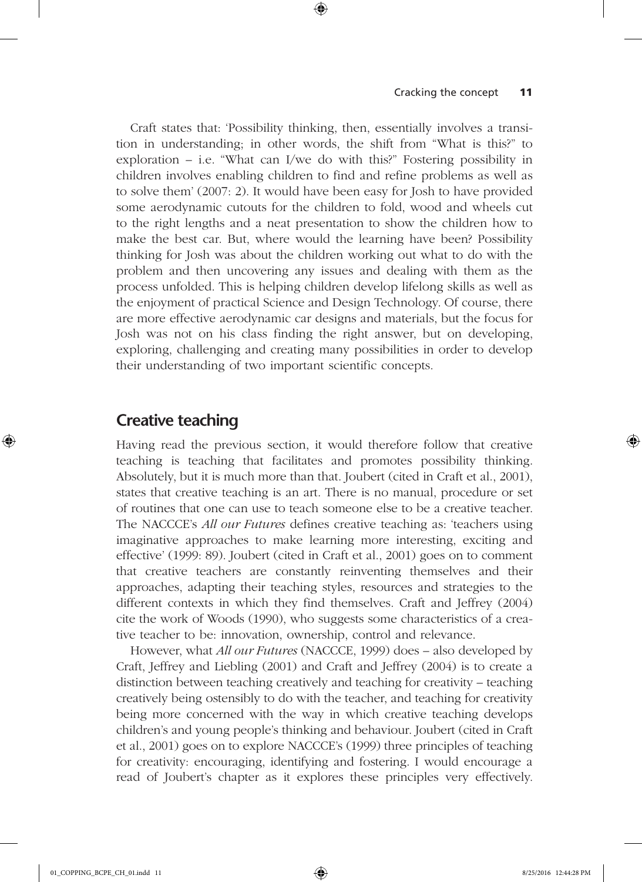Craft states that: 'Possibility thinking, then, essentially involves a transition in understanding; in other words, the shift from "What is this?" to exploration – i.e. "What can I/we do with this?" Fostering possibility in children involves enabling children to find and refine problems as well as to solve them' (2007: 2). It would have been easy for Josh to have provided some aerodynamic cutouts for the children to fold, wood and wheels cut to the right lengths and a neat presentation to show the children how to make the best car. But, where would the learning have been? Possibility thinking for Josh was about the children working out what to do with the problem and then uncovering any issues and dealing with them as the process unfolded. This is helping children develop lifelong skills as well as the enjoyment of practical Science and Design Technology. Of course, there are more effective aerodynamic car designs and materials, but the focus for Josh was not on his class finding the right answer, but on developing, exploring, challenging and creating many possibilities in order to develop their understanding of two important scientific concepts.

## Creative teaching

Having read the previous section, it would therefore follow that creative teaching is teaching that facilitates and promotes possibility thinking. Absolutely, but it is much more than that. Joubert (cited in Craft et al., 2001), states that creative teaching is an art. There is no manual, procedure or set of routines that one can use to teach someone else to be a creative teacher. The NACCCE's *All our Futures* defines creative teaching as: 'teachers using imaginative approaches to make learning more interesting, exciting and effective' (1999: 89). Joubert (cited in Craft et al., 2001) goes on to comment that creative teachers are constantly reinventing themselves and their approaches, adapting their teaching styles, resources and strategies to the different contexts in which they find themselves. Craft and Jeffrey (2004) cite the work of Woods (1990), who suggests some characteristics of a creative teacher to be: innovation, ownership, control and relevance.

However, what *All our Futures* (NACCCE, 1999) does – also developed by Craft, Jeffrey and Liebling (2001) and Craft and Jeffrey (2004) is to create a distinction between teaching creatively and teaching for creativity – teaching creatively being ostensibly to do with the teacher, and teaching for creativity being more concerned with the way in which creative teaching develops children's and young people's thinking and behaviour. Joubert (cited in Craft et al., 2001) goes on to explore NACCCE's (1999) three principles of teaching for creativity: encouraging, identifying and fostering. I would encourage a read of Joubert's chapter as it explores these principles very effectively.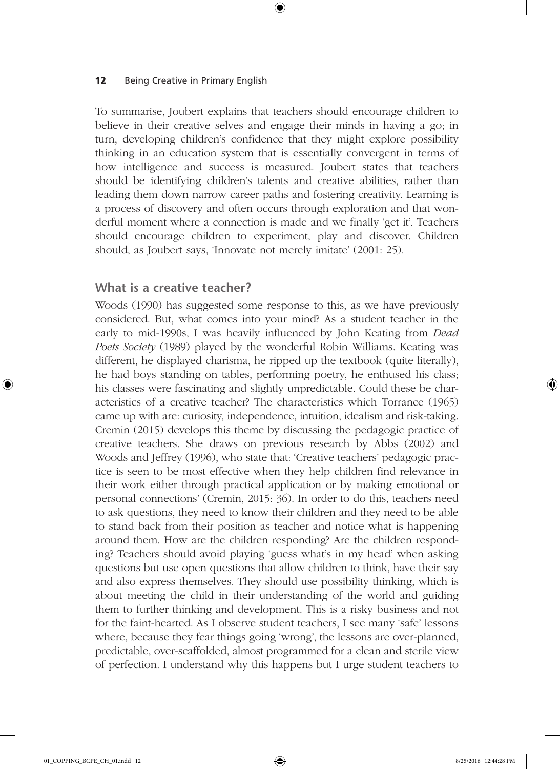To summarise, Joubert explains that teachers should encourage children to believe in their creative selves and engage their minds in having a go; in turn, developing children's confidence that they might explore possibility thinking in an education system that is essentially convergent in terms of how intelligence and success is measured. Joubert states that teachers should be identifying children's talents and creative abilities, rather than leading them down narrow career paths and fostering creativity. Learning is a process of discovery and often occurs through exploration and that wonderful moment where a connection is made and we finally 'get it'. Teachers should encourage children to experiment, play and discover. Children should, as Joubert says, 'Innovate not merely imitate' (2001: 25).

## What is a creative teacher?

Woods (1990) has suggested some response to this, as we have previously considered. But, what comes into your mind? As a student teacher in the early to mid-1990s, I was heavily influenced by John Keating from *Dead Poets Society* (1989) played by the wonderful Robin Williams. Keating was different, he displayed charisma, he ripped up the textbook (quite literally), he had boys standing on tables, performing poetry, he enthused his class; his classes were fascinating and slightly unpredictable. Could these be characteristics of a creative teacher? The characteristics which Torrance (1965) came up with are: curiosity, independence, intuition, idealism and risk-taking. Cremin (2015) develops this theme by discussing the pedagogic practice of creative teachers. She draws on previous research by Abbs (2002) and Woods and Jeffrey (1996), who state that: 'Creative teachers' pedagogic practice is seen to be most effective when they help children find relevance in their work either through practical application or by making emotional or personal connections' (Cremin, 2015: 36). In order to do this, teachers need to ask questions, they need to know their children and they need to be able to stand back from their position as teacher and notice what is happening around them. How are the children responding? Are the children responding? Teachers should avoid playing 'guess what's in my head' when asking questions but use open questions that allow children to think, have their say and also express themselves. They should use possibility thinking, which is about meeting the child in their understanding of the world and guiding them to further thinking and development. This is a risky business and not for the faint-hearted. As I observe student teachers, I see many 'safe' lessons where, because they fear things going 'wrong', the lessons are over-planned, predictable, over-scaffolded, almost programmed for a clean and sterile view of perfection. I understand why this happens but I urge student teachers to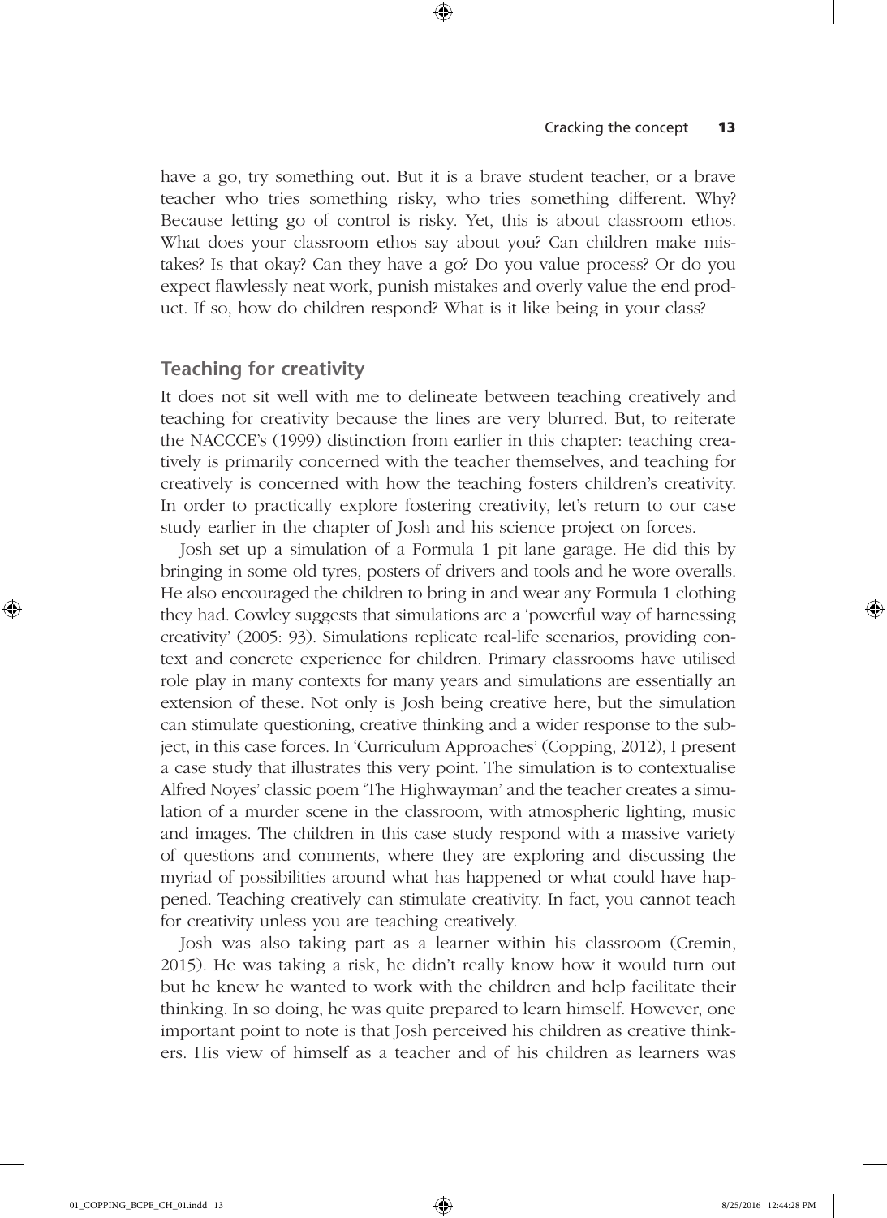have a go, try something out. But it is a brave student teacher, or a brave teacher who tries something risky, who tries something different. Why? Because letting go of control is risky. Yet, this is about classroom ethos. What does your classroom ethos say about you? Can children make mistakes? Is that okay? Can they have a go? Do you value process? Or do you expect flawlessly neat work, punish mistakes and overly value the end product. If so, how do children respond? What is it like being in your class?

## Teaching for creativity

It does not sit well with me to delineate between teaching creatively and teaching for creativity because the lines are very blurred. But, to reiterate the NACCCE's (1999) distinction from earlier in this chapter: teaching creatively is primarily concerned with the teacher themselves, and teaching for creatively is concerned with how the teaching fosters children's creativity. In order to practically explore fostering creativity, let's return to our case study earlier in the chapter of Josh and his science project on forces.

Josh set up a simulation of a Formula 1 pit lane garage. He did this by bringing in some old tyres, posters of drivers and tools and he wore overalls. He also encouraged the children to bring in and wear any Formula 1 clothing they had. Cowley suggests that simulations are a 'powerful way of harnessing creativity' (2005: 93). Simulations replicate real-life scenarios, providing context and concrete experience for children. Primary classrooms have utilised role play in many contexts for many years and simulations are essentially an extension of these. Not only is Josh being creative here, but the simulation can stimulate questioning, creative thinking and a wider response to the subject, in this case forces. In 'Curriculum Approaches' (Copping, 2012), I present a case study that illustrates this very point. The simulation is to contextualise Alfred Noyes' classic poem 'The Highwayman' and the teacher creates a simulation of a murder scene in the classroom, with atmospheric lighting, music and images. The children in this case study respond with a massive variety of questions and comments, where they are exploring and discussing the myriad of possibilities around what has happened or what could have happened. Teaching creatively can stimulate creativity. In fact, you cannot teach for creativity unless you are teaching creatively.

Josh was also taking part as a learner within his classroom (Cremin, 2015). He was taking a risk, he didn't really know how it would turn out but he knew he wanted to work with the children and help facilitate their thinking. In so doing, he was quite prepared to learn himself. However, one important point to note is that Josh perceived his children as creative thinkers. His view of himself as a teacher and of his children as learners was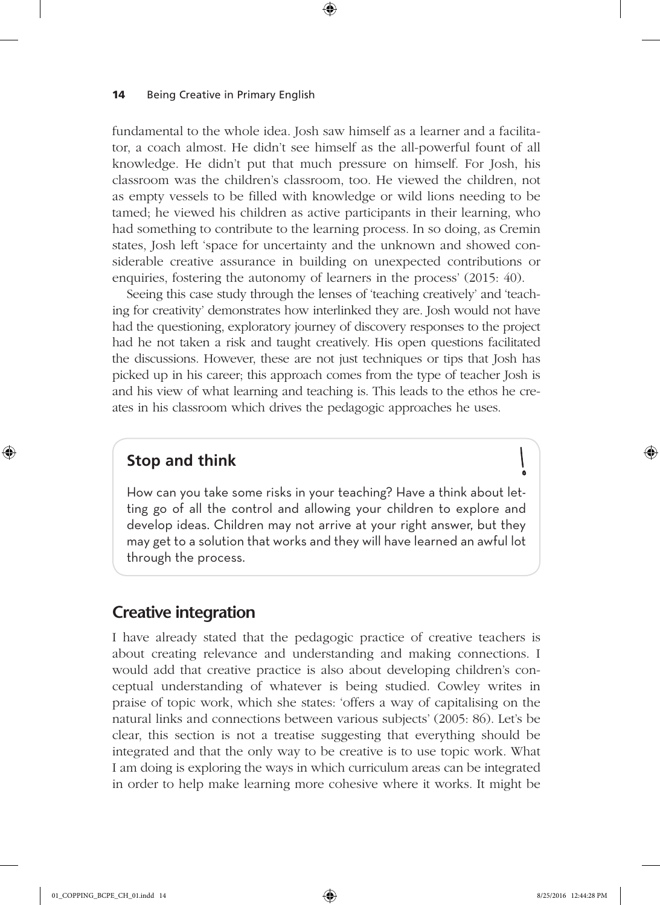fundamental to the whole idea. Josh saw himself as a learner and a facilitator, a coach almost. He didn't see himself as the all-powerful fount of all knowledge. He didn't put that much pressure on himself. For Josh, his classroom was the children's classroom, too. He viewed the children, not as empty vessels to be filled with knowledge or wild lions needing to be tamed; he viewed his children as active participants in their learning, who had something to contribute to the learning process. In so doing, as Cremin states, Josh left 'space for uncertainty and the unknown and showed considerable creative assurance in building on unexpected contributions or enquiries, fostering the autonomy of learners in the process' (2015: 40).

Seeing this case study through the lenses of 'teaching creatively' and 'teaching for creativity' demonstrates how interlinked they are. Josh would not have had the questioning, exploratory journey of discovery responses to the project had he not taken a risk and taught creatively. His open questions facilitated the discussions. However, these are not just techniques or tips that Josh has picked up in his career; this approach comes from the type of teacher Josh is and his view of what learning and teaching is. This leads to the ethos he creates in his classroom which drives the pedagogic approaches he uses.

### Stop and think

How can you take some risks in your teaching? Have a think about letting go of all the control and allowing your children to explore and develop ideas. Children may not arrive at your right answer, but they may get to a solution that works and they will have learned an awful lot through the process.

## Creative integration

I have already stated that the pedagogic practice of creative teachers is about creating relevance and understanding and making connections. I would add that creative practice is also about developing children's conceptual understanding of whatever is being studied. Cowley writes in praise of topic work, which she states: 'offers a way of capitalising on the natural links and connections between various subjects' (2005: 86). Let's be clear, this section is not a treatise suggesting that everything should be integrated and that the only way to be creative is to use topic work. What I am doing is exploring the ways in which curriculum areas can be integrated in order to help make learning more cohesive where it works. It might be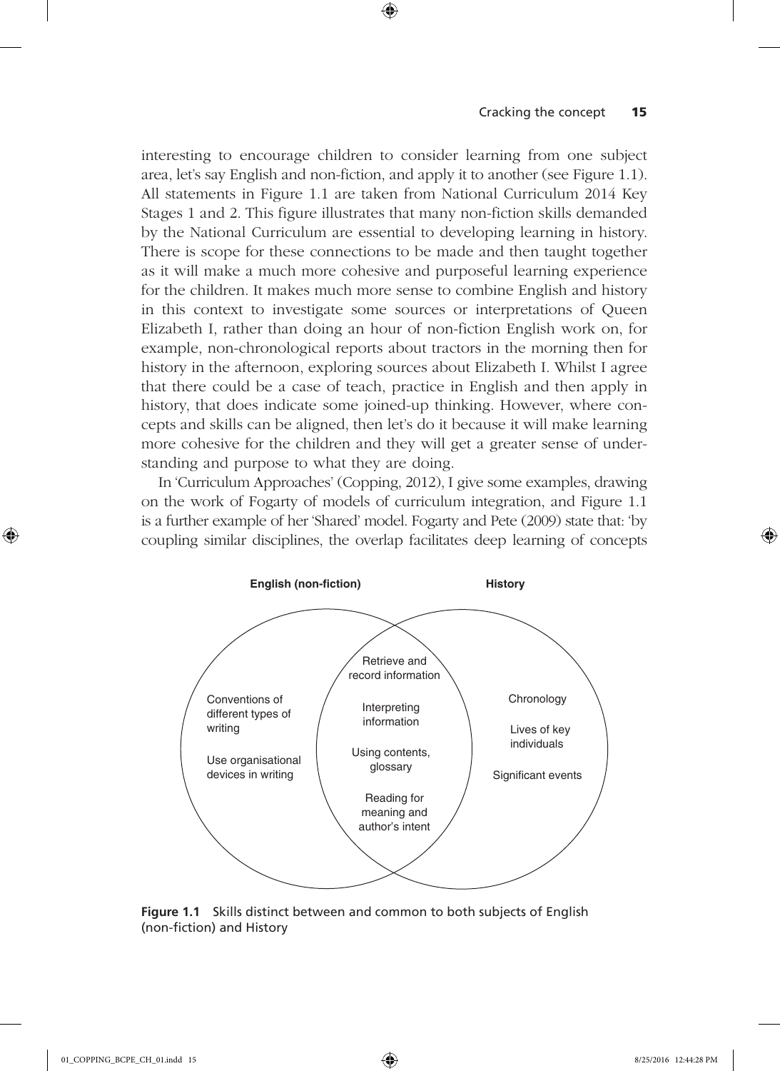interesting to encourage children to consider learning from one subject area, let's say English and non-fiction, and apply it to another (see Figure 1.1). All statements in Figure 1.1 are taken from National Curriculum 2014 Key Stages 1 and 2. This figure illustrates that many non-fiction skills demanded by the National Curriculum are essential to developing learning in history. There is scope for these connections to be made and then taught together as it will make a much more cohesive and purposeful learning experience for the children. It makes much more sense to combine English and history in this context to investigate some sources or interpretations of Queen Elizabeth I, rather than doing an hour of non-fiction English work on, for example, non-chronological reports about tractors in the morning then for history in the afternoon, exploring sources about Elizabeth I. Whilst I agree that there could be a case of teach, practice in English and then apply in history, that does indicate some joined-up thinking. However, where concepts and skills can be aligned, then let's do it because it will make learning more cohesive for the children and they will get a greater sense of understanding and purpose to what they are doing.

In 'Curriculum Approaches' (Copping, 2012), I give some examples, drawing on the work of Fogarty of models of curriculum integration, and Figure 1.1 is a further example of her 'Shared' model. Fogarty and Pete (2009) state that: 'by coupling similar disciplines, the overlap facilitates deep learning of concepts

| English (non-fiction) | Shared | History |
| --- | --- | --- |
| Conventions of different types of writing | Retrieve and record information | Chronology |
| Use organisational devices in writing | Interpreting information | Lives of key individuals |
| | Using contents, glossary | Significant events |
| | Reading for meaning and author's intent | |

**Figure 1.1** Skills distinct between and common to both subjects of English (non-fiction) and History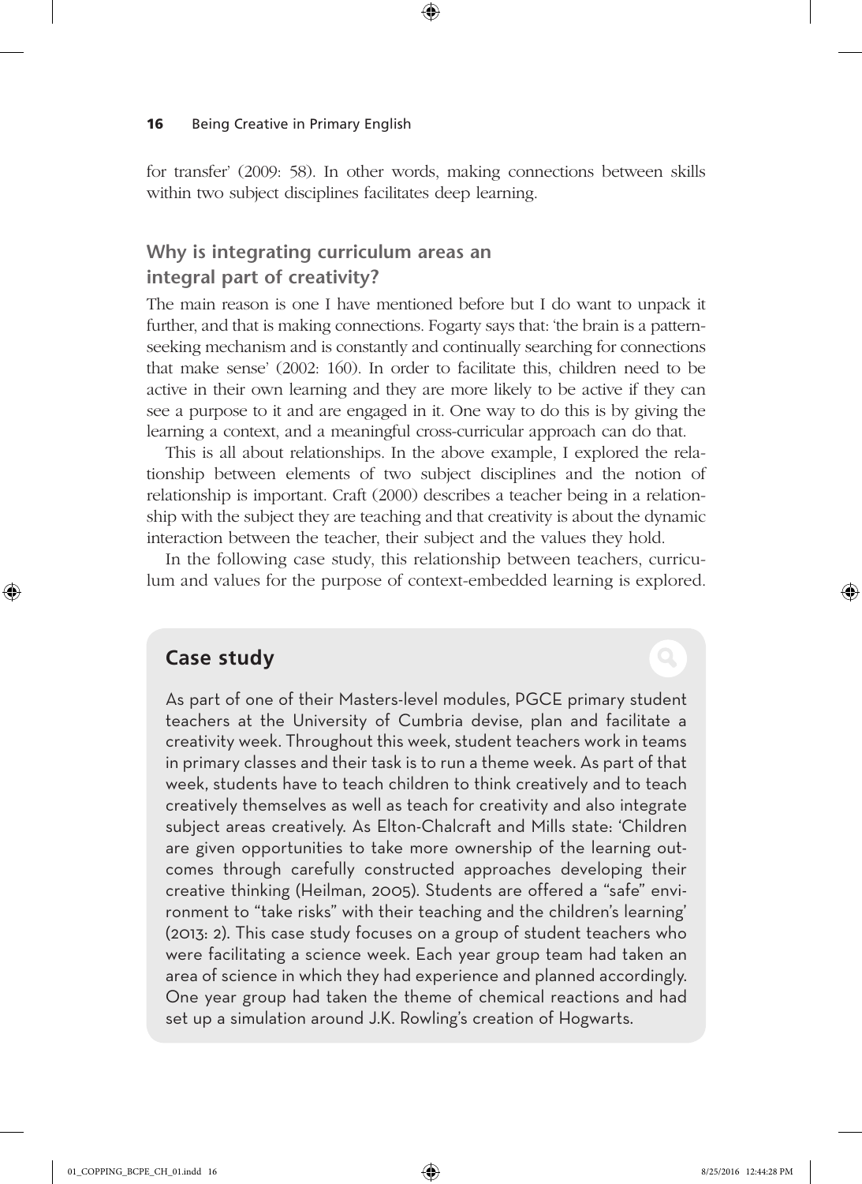for transfer' (2009: 58). In other words, making connections between skills within two subject disciplines facilitates deep learning.

## Why is integrating curriculum areas an integral part of creativity?

The main reason is one I have mentioned before but I do want to unpack it further, and that is making connections. Fogarty says that: 'the brain is a pattern-seeking mechanism and is constantly and continually searching for connections that make sense' (2002: 160). In order to facilitate this, children need to be active in their own learning and they are more likely to be active if they can see a purpose to it and are engaged in it. One way to do this is by giving the learning a context, and a meaningful cross-curricular approach can do that.

This is all about relationships. In the above example, I explored the relationship between elements of two subject disciplines and the notion of relationship is important. Craft (2000) describes a teacher being in a relationship with the subject they are teaching and that creativity is about the dynamic interaction between the teacher, their subject and the values they hold.

In the following case study, this relationship between teachers, curriculum and values for the purpose of context-embedded learning is explored.

### Case study

As part of one of their Masters-level modules, PGCE primary student teachers at the University of Cumbria devise, plan and facilitate a creativity week. Throughout this week, student teachers work in teams in primary classes and their task is to run a theme week. As part of that week, students have to teach children to think creatively and to teach creatively themselves as well as teach for creativity and also integrate subject areas creatively. As Elton-Chalcraft and Mills state: 'Children are given opportunities to take more ownership of the learning outcomes through carefully constructed approaches developing their creative thinking (Heilman, 2005). Students are offered a "safe" environment to "take risks" with their teaching and the children's learning' (2013: 2). This case study focuses on a group of student teachers who were facilitating a science week. Each year group team had taken an area of science in which they had experience and planned accordingly. One year group had taken the theme of chemical reactions and had set up a simulation around J.K. Rowling's creation of Hogwarts.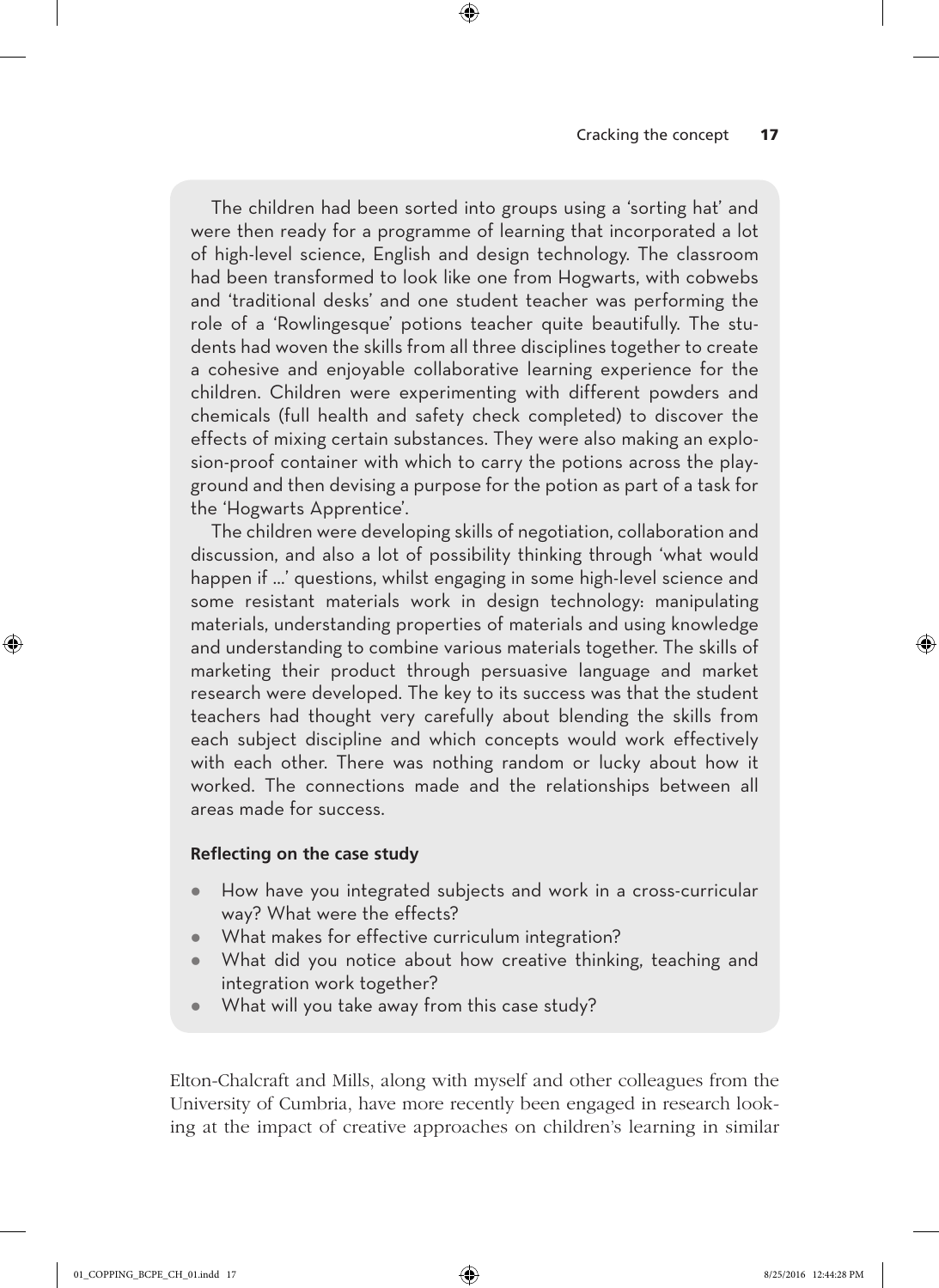The children had been sorted into groups using a 'sorting hat' and were then ready for a programme of learning that incorporated a lot of high-level science, English and design technology. The classroom had been transformed to look like one from Hogwarts, with cobwebs and 'traditional desks' and one student teacher was performing the role of a 'Rowlingesque' potions teacher quite beautifully. The students had woven the skills from all three disciplines together to create a cohesive and enjoyable collaborative learning experience for the children. Children were experimenting with different powders and chemicals (full health and safety check completed) to discover the effects of mixing certain substances. They were also making an explosion-proof container with which to carry the potions across the playground and then devising a purpose for the potion as part of a task for the 'Hogwarts Apprentice'.

The children were developing skills of negotiation, collaboration and discussion, and also a lot of possibility thinking through 'what would happen if ...' questions, whilst engaging in some high-level science and some resistant materials work in design technology: manipulating materials, understanding properties of materials and using knowledge and understanding to combine various materials together. The skills of marketing their product through persuasive language and market research were developed. The key to its success was that the student teachers had thought very carefully about blending the skills from each subject discipline and which concepts would work effectively with each other. There was nothing random or lucky about how it worked. The connections made and the relationships between all areas made for success.

**Reflecting on the case study**

- How have you integrated subjects and work in a cross-curricular way? What were the effects?
- What makes for effective curriculum integration?
- What did you notice about how creative thinking, teaching and integration work together?
- What will you take away from this case study?

Elton-Chalcraft and Mills, along with myself and other colleagues from the University of Cumbria, have more recently been engaged in research looking at the impact of creative approaches on children's learning in similar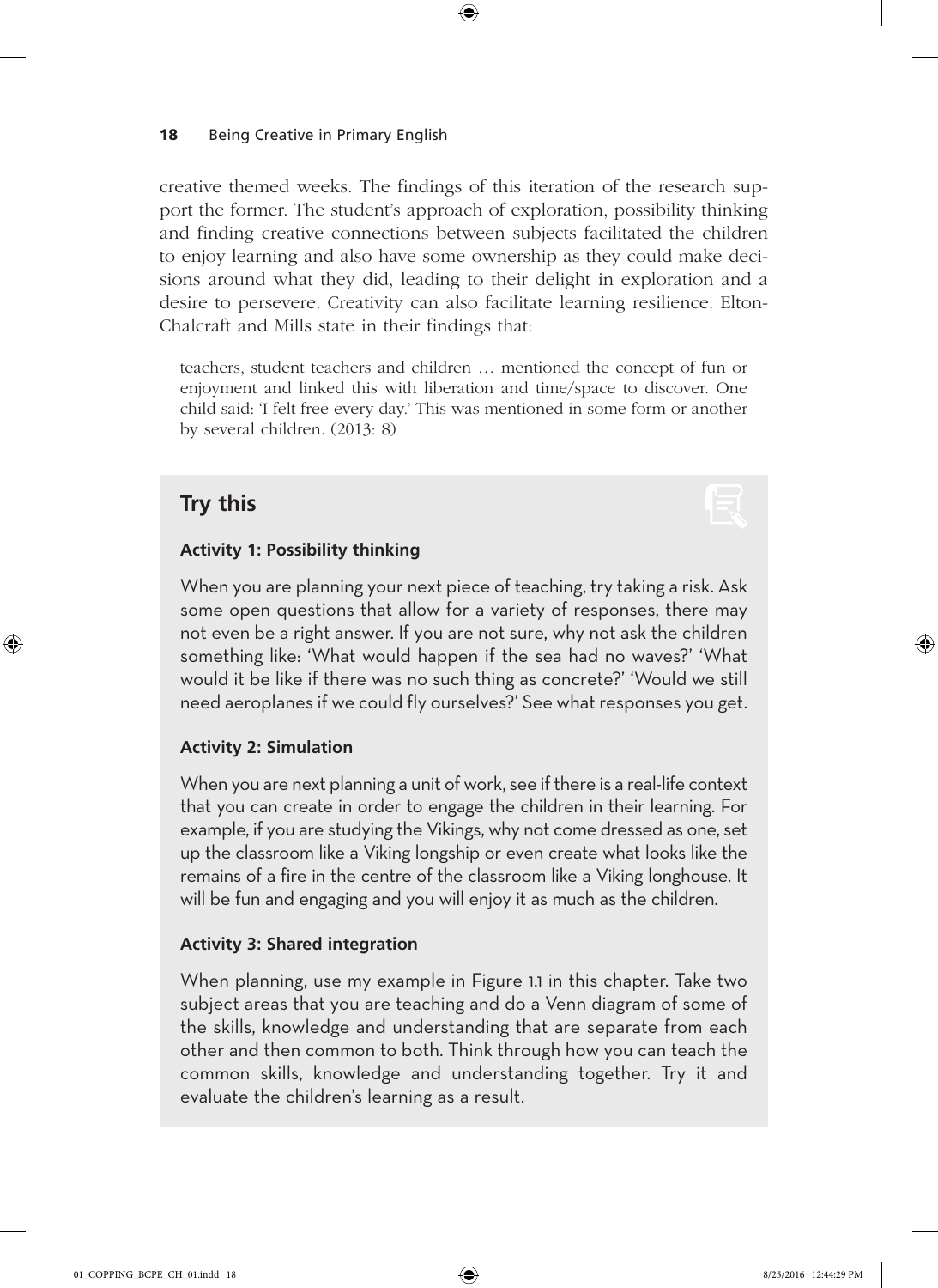creative themed weeks. The findings of this iteration of the research support the former. The student's approach of exploration, possibility thinking and finding creative connections between subjects facilitated the children to enjoy learning and also have some ownership as they could make decisions around what they did, leading to their delight in exploration and a desire to persevere. Creativity can also facilitate learning resilience. Elton-Chalcraft and Mills state in their findings that:

> teachers, student teachers and children … mentioned the concept of fun or enjoyment and linked this with liberation and time/space to discover. One child said: 'I felt free every day.' This was mentioned in some form or another by several children. (2013: 8)

## Try this

### Activity 1: Possibility thinking

When you are planning your next piece of teaching, try taking a risk. Ask some open questions that allow for a variety of responses, there may not even be a right answer. If you are not sure, why not ask the children something like: 'What would happen if the sea had no waves?' 'What would it be like if there was no such thing as concrete?' 'Would we still need aeroplanes if we could fly ourselves?' See what responses you get.

### Activity 2: Simulation

When you are next planning a unit of work, see if there is a real-life context that you can create in order to engage the children in their learning. For example, if you are studying the Vikings, why not come dressed as one, set up the classroom like a Viking longship or even create what looks like the remains of a fire in the centre of the classroom like a Viking longhouse. It will be fun and engaging and you will enjoy it as much as the children.

### Activity 3: Shared integration

When planning, use my example in Figure 1.1 in this chapter. Take two subject areas that you are teaching and do a Venn diagram of some of the skills, knowledge and understanding that are separate from each other and then common to both. Think through how you can teach the common skills, knowledge and understanding together. Try it and evaluate the children's learning as a result.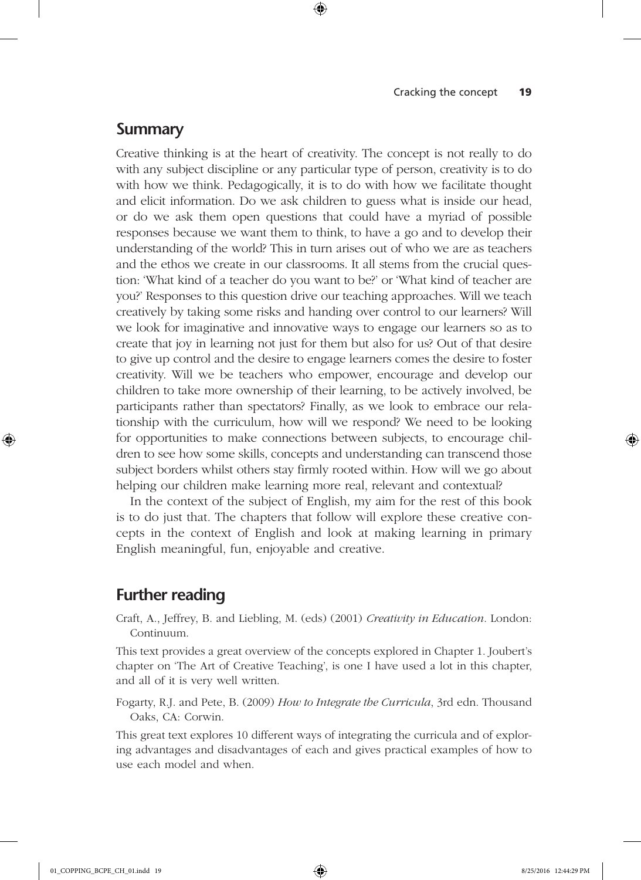## Summary

Creative thinking is at the heart of creativity. The concept is not really to do with any subject discipline or any particular type of person, creativity is to do with how we think. Pedagogically, it is to do with how we facilitate thought and elicit information. Do we ask children to guess what is inside our head, or do we ask them open questions that could have a myriad of possible responses because we want them to think, to have a go and to develop their understanding of the world? This in turn arises out of who we are as teachers and the ethos we create in our classrooms. It all stems from the crucial question: 'What kind of a teacher do you want to be?' or 'What kind of teacher are you?' Responses to this question drive our teaching approaches. Will we teach creatively by taking some risks and handing over control to our learners? Will we look for imaginative and innovative ways to engage our learners so as to create that joy in learning not just for them but also for us? Out of that desire to give up control and the desire to engage learners comes the desire to foster creativity. Will we be teachers who empower, encourage and develop our children to take more ownership of their learning, to be actively involved, be participants rather than spectators? Finally, as we look to embrace our relationship with the curriculum, how will we respond? We need to be looking for opportunities to make connections between subjects, to encourage children to see how some skills, concepts and understanding can transcend those subject borders whilst others stay firmly rooted within. How will we go about helping our children make learning more real, relevant and contextual?

In the context of the subject of English, my aim for the rest of this book is to do just that. The chapters that follow will explore these creative concepts in the context of English and look at making learning in primary English meaningful, fun, enjoyable and creative.

## Further reading

Craft, A., Jeffrey, B. and Liebling, M. (eds) (2001) *Creativity in Education*. London: Continuum.

This text provides a great overview of the concepts explored in Chapter 1. Joubert's chapter on 'The Art of Creative Teaching', is one I have used a lot in this chapter, and all of it is very well written.

Fogarty, R.J. and Pete, B. (2009) *How to Integrate the Curricula*, 3rd edn. Thousand Oaks, CA: Corwin.

This great text explores 10 different ways of integrating the curricula and of exploring advantages and disadvantages of each and gives practical examples of how to use each model and when.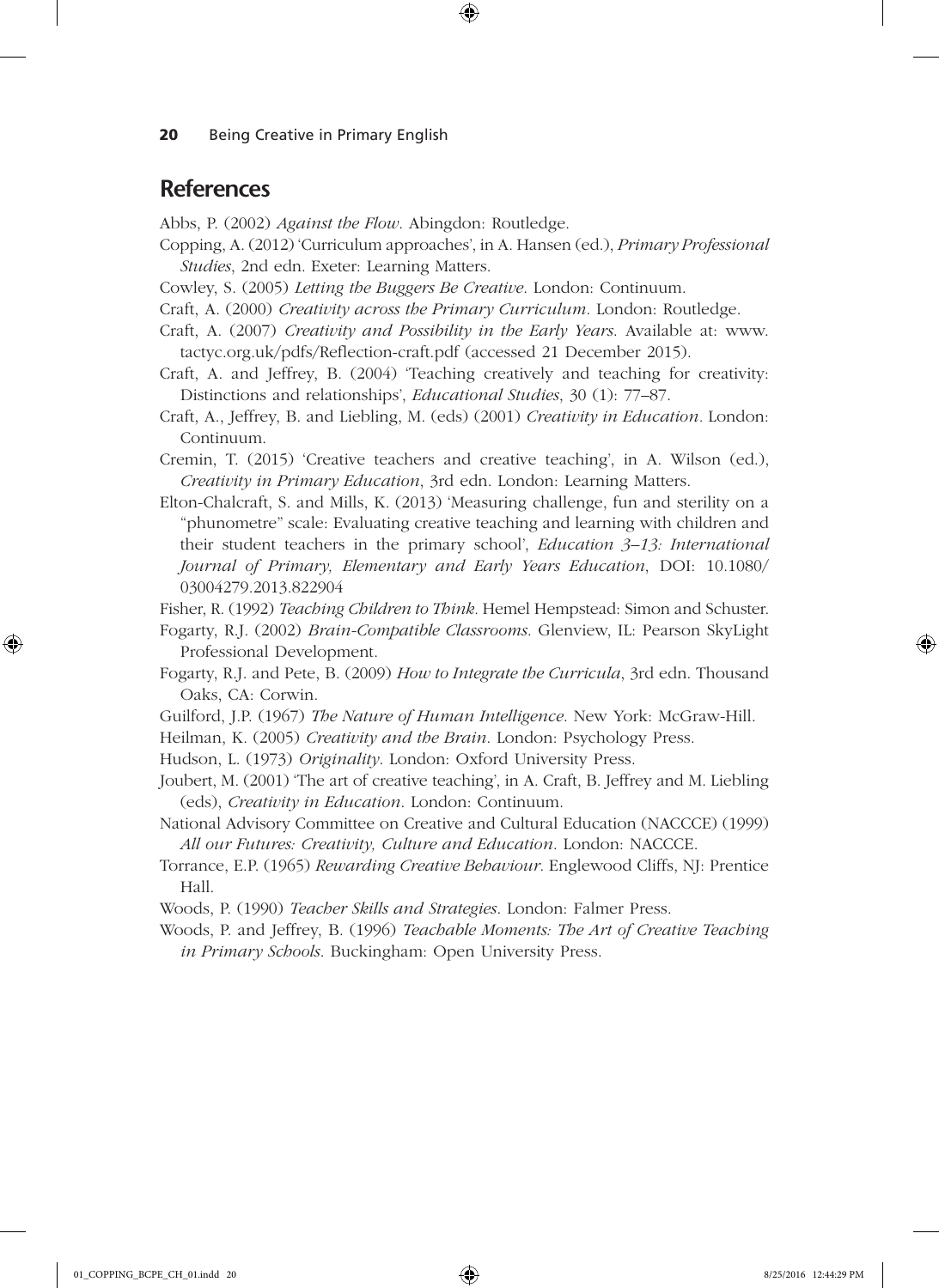## References

Abbs, P. (2002) *Against the Flow*. Abingdon: Routledge.

Copping, A. (2012) 'Curriculum approaches', in A. Hansen (ed.), *Primary Professional Studies*, 2nd edn. Exeter: Learning Matters.

Cowley, S. (2005) *Letting the Buggers Be Creative*. London: Continuum.

Craft, A. (2000) *Creativity across the Primary Curriculum*. London: Routledge.

Craft, A. (2007) *Creativity and Possibility in the Early Years*. Available at: www.tactyc.org.uk/pdfs/Reflection-craft.pdf (accessed 21 December 2015).

Craft, A. and Jeffrey, B. (2004) 'Teaching creatively and teaching for creativity: Distinctions and relationships', *Educational Studies*, 30 (1): 77–87.

Craft, A., Jeffrey, B. and Liebling, M. (eds) (2001) *Creativity in Education*. London: Continuum.

Cremin, T. (2015) 'Creative teachers and creative teaching', in A. Wilson (ed.), *Creativity in Primary Education*, 3rd edn. London: Learning Matters.

Elton-Chalcraft, S. and Mills, K. (2013) 'Measuring challenge, fun and sterility on a "phunometre" scale: Evaluating creative teaching and learning with children and their student teachers in the primary school', *Education 3–13: International Journal of Primary, Elementary and Early Years Education*, DOI: 10.1080/03004279.2013.822904

Fisher, R. (1992) *Teaching Children to Think*. Hemel Hempstead: Simon and Schuster.

Fogarty, R.J. (2002) *Brain-Compatible Classrooms*. Glenview, IL: Pearson SkyLight Professional Development.

Fogarty, R.J. and Pete, B. (2009) *How to Integrate the Curricula*, 3rd edn. Thousand Oaks, CA: Corwin.

Guilford, J.P. (1967) *The Nature of Human Intelligence*. New York: McGraw-Hill.

Heilman, K. (2005) *Creativity and the Brain*. London: Psychology Press.

Hudson, L. (1973) *Originality*. London: Oxford University Press.

Joubert, M. (2001) 'The art of creative teaching', in A. Craft, B. Jeffrey and M. Liebling (eds), *Creativity in Education*. London: Continuum.

National Advisory Committee on Creative and Cultural Education (NACCCE) (1999) *All our Futures: Creativity, Culture and Education*. London: NACCCE.

Torrance, E.P. (1965) *Rewarding Creative Behaviour*. Englewood Cliffs, NJ: Prentice Hall.

Woods, P. (1990) *Teacher Skills and Strategies*. London: Falmer Press.

Woods, P. and Jeffrey, B. (1996) *Teachable Moments: The Art of Creative Teaching in Primary Schools*. Buckingham: Open University Press.